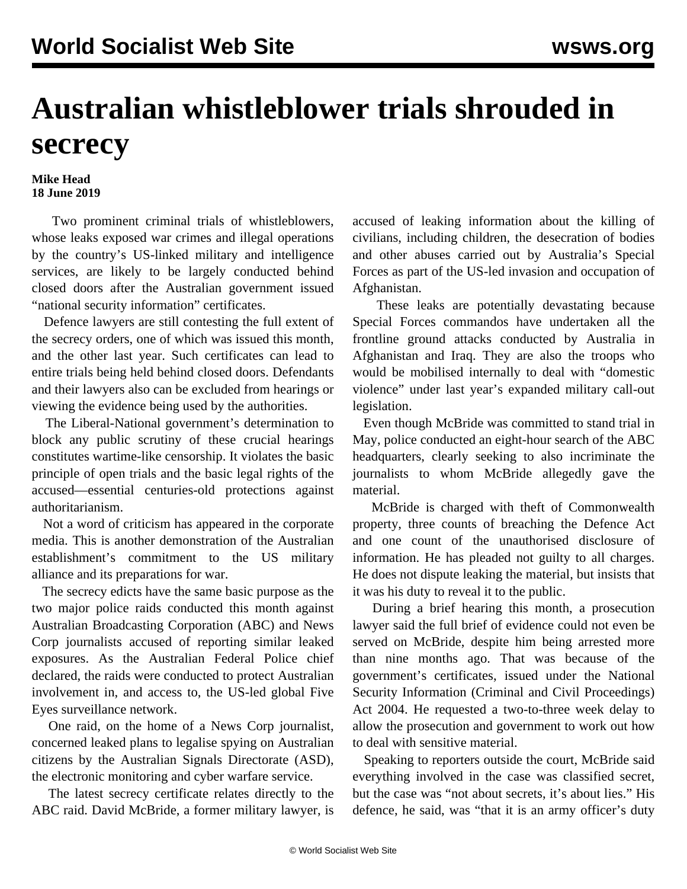# Australian whistleblower trials shrouded in secrecy

**Mike Head**
**18 June 2019**

Two prominent criminal trials of whistleblowers, whose leaks exposed war crimes and illegal operations by the country's US-linked military and intelligence services, are likely to be largely conducted behind closed doors after the Australian government issued "national security information" certificates.

Defence lawyers are still contesting the full extent of the secrecy orders, one of which was issued this month, and the other last year. Such certificates can lead to entire trials being held behind closed doors. Defendants and their lawyers also can be excluded from hearings or viewing the evidence being used by the authorities.

The Liberal-National government's determination to block any public scrutiny of these crucial hearings constitutes wartime-like censorship. It violates the basic principle of open trials and the basic legal rights of the accused—essential centuries-old protections against authoritarianism.

Not a word of criticism has appeared in the corporate media. This is another demonstration of the Australian establishment's commitment to the US military alliance and its preparations for war.

The secrecy edicts have the same basic purpose as the two major police raids conducted this month against Australian Broadcasting Corporation (ABC) and News Corp journalists accused of reporting similar leaked exposures. As the Australian Federal Police chief declared, the raids were conducted to protect Australian involvement in, and access to, the US-led global Five Eyes surveillance network.

One raid, on the home of a News Corp journalist, concerned leaked plans to legalise spying on Australian citizens by the Australian Signals Directorate (ASD), the electronic monitoring and cyber warfare service.

The latest secrecy certificate relates directly to the ABC raid. David McBride, a former military lawyer, is accused of leaking information about the killing of civilians, including children, the desecration of bodies and other abuses carried out by Australia's Special Forces as part of the US-led invasion and occupation of Afghanistan.

These leaks are potentially devastating because Special Forces commandos have undertaken all the frontline ground attacks conducted by Australia in Afghanistan and Iraq. They are also the troops who would be mobilised internally to deal with "domestic violence" under last year's expanded military call-out legislation.

Even though McBride was committed to stand trial in May, police conducted an eight-hour search of the ABC headquarters, clearly seeking to also incriminate the journalists to whom McBride allegedly gave the material.

McBride is charged with theft of Commonwealth property, three counts of breaching the Defence Act and one count of the unauthorised disclosure of information. He has pleaded not guilty to all charges. He does not dispute leaking the material, but insists that it was his duty to reveal it to the public.

During a brief hearing this month, a prosecution lawyer said the full brief of evidence could not even be served on McBride, despite him being arrested more than nine months ago. That was because of the government's certificates, issued under the National Security Information (Criminal and Civil Proceedings) Act 2004. He requested a two-to-three week delay to allow the prosecution and government to work out how to deal with sensitive material.

Speaking to reporters outside the court, McBride said everything involved in the case was classified secret, but the case was "not about secrets, it's about lies." His defence, he said, was "that it is an army officer's duty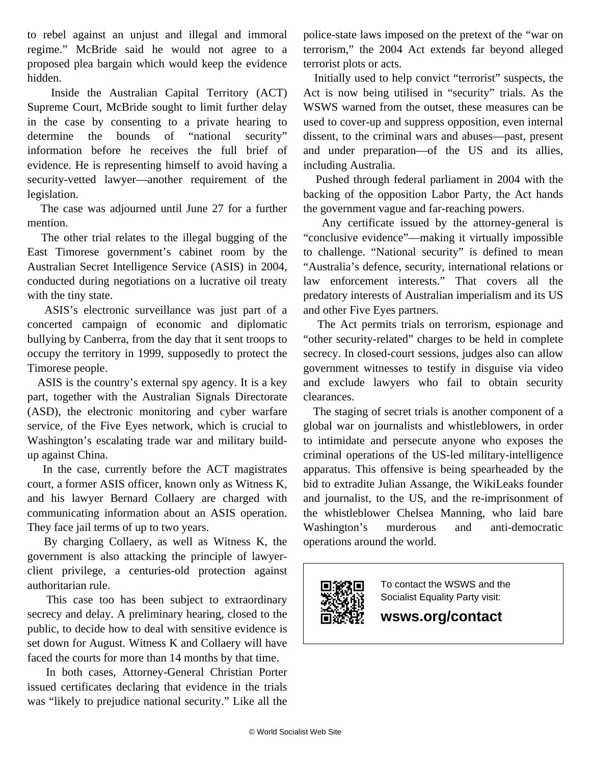to rebel against an unjust and illegal and immoral regime." McBride said he would not agree to a proposed plea bargain which would keep the evidence hidden.

Inside the Australian Capital Territory (ACT) Supreme Court, McBride sought to limit further delay in the case by consenting to a private hearing to determine the bounds of "national security" information before he receives the full brief of evidence. He is representing himself to avoid having a security-vetted lawyer—another requirement of the legislation.

The case was adjourned until June 27 for a further mention.

The other trial relates to the illegal bugging of the East Timorese government's cabinet room by the Australian Secret Intelligence Service (ASIS) in 2004, conducted during negotiations on a lucrative oil treaty with the tiny state.

ASIS's electronic surveillance was just part of a concerted campaign of economic and diplomatic bullying by Canberra, from the day that it sent troops to occupy the territory in 1999, supposedly to protect the Timorese people.

ASIS is the country's external spy agency. It is a key part, together with the Australian Signals Directorate (ASD), the electronic monitoring and cyber warfare service, of the Five Eyes network, which is crucial to Washington's escalating trade war and military build-up against China.

In the case, currently before the ACT magistrates court, a former ASIS officer, known only as Witness K, and his lawyer Bernard Collaery are charged with communicating information about an ASIS operation. They face jail terms of up to two years.

By charging Collaery, as well as Witness K, the government is also attacking the principle of lawyer-client privilege, a centuries-old protection against authoritarian rule.

This case too has been subject to extraordinary secrecy and delay. A preliminary hearing, closed to the public, to decide how to deal with sensitive evidence is set down for August. Witness K and Collaery will have faced the courts for more than 14 months by that time.

In both cases, Attorney-General Christian Porter issued certificates declaring that evidence in the trials was "likely to prejudice national security." Like all the police-state laws imposed on the pretext of the "war on terrorism," the 2004 Act extends far beyond alleged terrorist plots or acts.

Initially used to help convict "terrorist" suspects, the Act is now being utilised in "security" trials. As the WSWS warned from the outset, these measures can be used to cover-up and suppress opposition, even internal dissent, to the criminal wars and abuses—past, present and under preparation—of the US and its allies, including Australia.

Pushed through federal parliament in 2004 with the backing of the opposition Labor Party, the Act hands the government vague and far-reaching powers.

Any certificate issued by the attorney-general is "conclusive evidence"—making it virtually impossible to challenge. "National security" is defined to mean "Australia's defence, security, international relations or law enforcement interests." That covers all the predatory interests of Australian imperialism and its US and other Five Eyes partners.

The Act permits trials on terrorism, espionage and "other security-related" charges to be held in complete secrecy. In closed-court sessions, judges also can allow government witnesses to testify in disguise via video and exclude lawyers who fail to obtain security clearances.

The staging of secret trials is another component of a global war on journalists and whistleblowers, in order to intimidate and persecute anyone who exposes the criminal operations of the US-led military-intelligence apparatus. This offensive is being spearheaded by the bid to extradite Julian Assange, the WikiLeaks founder and journalist, to the US, and the re-imprisonment of the whistleblower Chelsea Manning, who laid bare Washington's murderous and anti-democratic operations around the world.

To contact the WSWS and the Socialist Equality Party visit:

**wsws.org/contact**